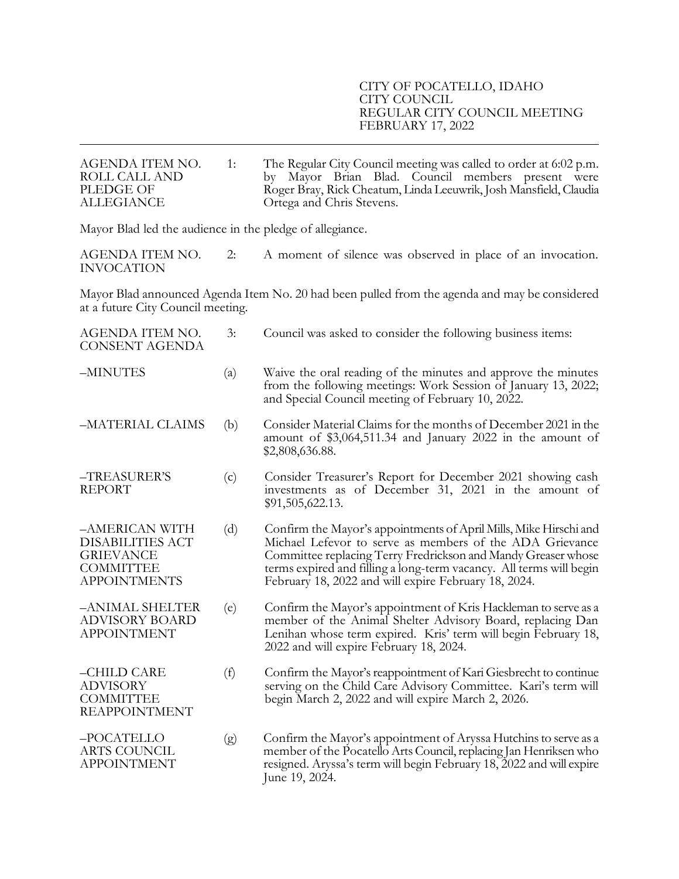CITY OF POCATELLO, IDAHO
CITY COUNCIL
REGULAR CITY COUNCIL MEETING
FEBRUARY 17, 2022

---

**AGENDA ITEM NO. 1: ROLL CALL AND PLEDGE OF ALLEGIANCE**

The Regular City Council meeting was called to order at 6:02 p.m. by Mayor Brian Blad. Council members present were Roger Bray, Rick Cheatum, Linda Leeuwrik, Josh Mansfield, Claudia Ortega and Chris Stevens.

Mayor Blad led the audience in the pledge of allegiance.

**AGENDA ITEM NO. 2: INVOCATION**

A moment of silence was observed in place of an invocation.

Mayor Blad announced Agenda Item No. 20 had been pulled from the agenda and may be considered at a future City Council meeting.

**AGENDA ITEM NO. 3: CONSENT AGENDA**

Council was asked to consider the following business items:

–MINUTES (a) Waive the oral reading of the minutes and approve the minutes from the following meetings: Work Session of January 13, 2022; and Special Council meeting of February 10, 2022.

–MATERIAL CLAIMS (b) Consider Material Claims for the months of December 2021 in the amount of $3,064,511.34 and January 2022 in the amount of $2,808,636.88.

–TREASURER'S REPORT (c) Consider Treasurer's Report for December 2021 showing cash investments as of December 31, 2021 in the amount of $91,505,622.13.

–AMERICAN WITH DISABILITIES ACT GRIEVANCE COMMITTEE APPOINTMENTS (d) Confirm the Mayor's appointments of April Mills, Mike Hirschi and Michael Lefevor to serve as members of the ADA Grievance Committee replacing Terry Fredrickson and Mandy Greaser whose terms expired and filling a long-term vacancy. All terms will begin February 18, 2022 and will expire February 18, 2024.

–ANIMAL SHELTER ADVISORY BOARD APPOINTMENT (e) Confirm the Mayor's appointment of Kris Hackleman to serve as a member of the Animal Shelter Advisory Board, replacing Dan Lenihan whose term expired. Kris' term will begin February 18, 2022 and will expire February 18, 2024.

–CHILD CARE ADVISORY COMMITTEE REAPPOINTMENT (f) Confirm the Mayor's reappointment of Kari Giesbrecht to continue serving on the Child Care Advisory Committee. Kari's term will begin March 2, 2022 and will expire March 2, 2026.

–POCATELLO ARTS COUNCIL APPOINTMENT (g) Confirm the Mayor's appointment of Aryssa Hutchins to serve as a member of the Pocatello Arts Council, replacing Jan Henriksen who resigned. Aryssa's term will begin February 18, 2022 and will expire June 19, 2024.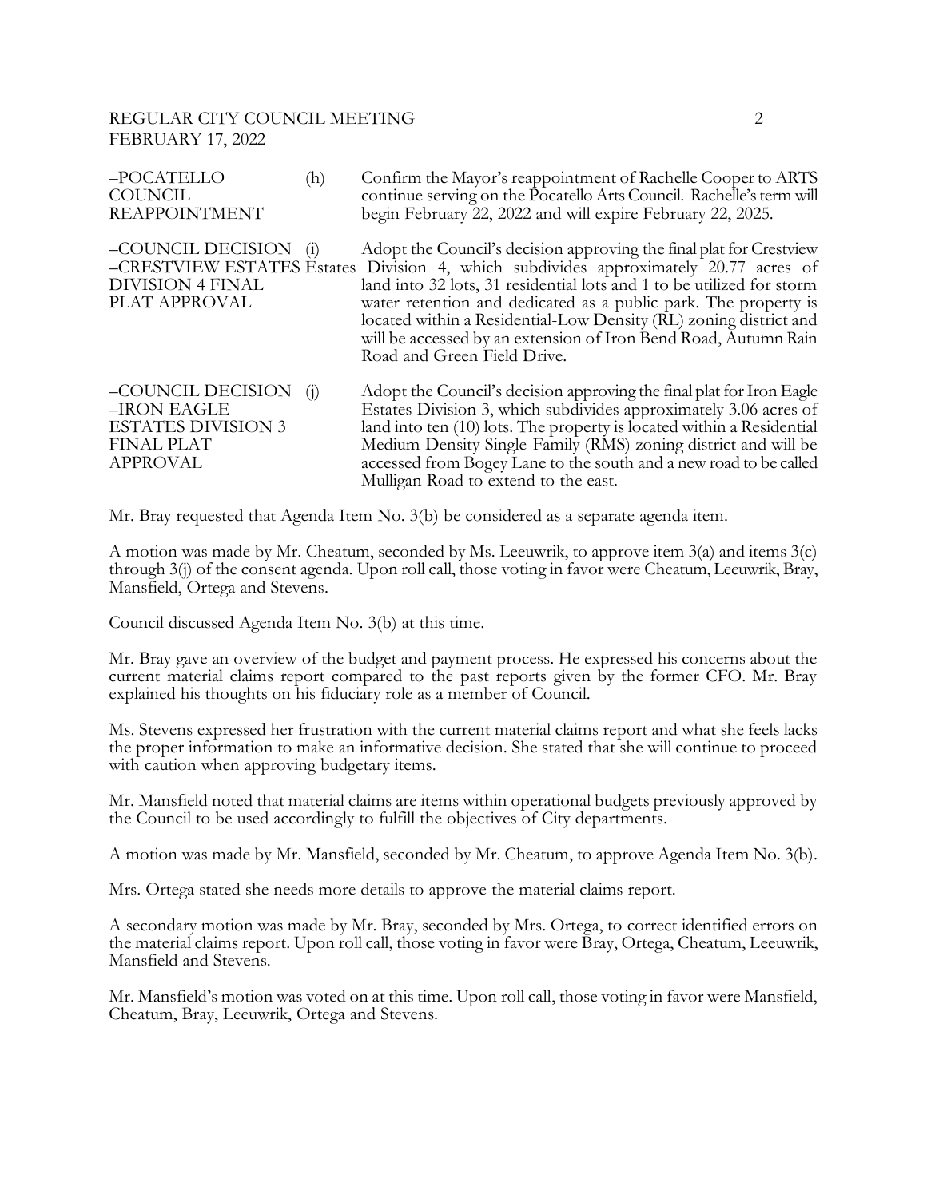–POCATELLO ARTS COUNCIL REAPPOINTMENT

(h) Confirm the Mayor's reappointment of Rachelle Cooper to continue serving on the Pocatello Arts Council. Rachelle's term will begin February 22, 2022 and will expire February 22, 2025.

–COUNCIL DECISION –CRESTVIEW ESTATES DIVISION 4 FINAL PLAT APPROVAL

(i) Adopt the Council's decision approving the final plat for Crestview Estates Division 4, which subdivides approximately 20.77 acres of land into 32 lots, 31 residential lots and 1 to be utilized for storm water retention and dedicated as a public park. The property is located within a Residential-Low Density (RL) zoning district and will be accessed by an extension of Iron Bend Road, Autumn Rain Road and Green Field Drive.

–COUNCIL DECISION –IRON EAGLE ESTATES DIVISION 3 FINAL PLAT APPROVAL

(j) Adopt the Council's decision approving the final plat for Iron Eagle Estates Division 3, which subdivides approximately 3.06 acres of land into ten (10) lots. The property is located within a Residential Medium Density Single-Family (RMS) zoning district and will be accessed from Bogey Lane to the south and a new road to be called Mulligan Road to extend to the east.

Mr. Bray requested that Agenda Item No. 3(b) be considered as a separate agenda item.

A motion was made by Mr. Cheatum, seconded by Ms. Leeuwrik, to approve item 3(a) and items 3(c) through 3(j) of the consent agenda. Upon roll call, those voting in favor were Cheatum, Leeuwrik, Bray, Mansfield, Ortega and Stevens.

Council discussed Agenda Item No. 3(b) at this time.

Mr. Bray gave an overview of the budget and payment process. He expressed his concerns about the current material claims report compared to the past reports given by the former CFO. Mr. Bray explained his thoughts on his fiduciary role as a member of Council.

Ms. Stevens expressed her frustration with the current material claims report and what she feels lacks the proper information to make an informative decision. She stated that she will continue to proceed with caution when approving budgetary items.

Mr. Mansfield noted that material claims are items within operational budgets previously approved by the Council to be used accordingly to fulfill the objectives of City departments.

A motion was made by Mr. Mansfield, seconded by Mr. Cheatum, to approve Agenda Item No. 3(b).

Mrs. Ortega stated she needs more details to approve the material claims report.

A secondary motion was made by Mr. Bray, seconded by Mrs. Ortega, to correct identified errors on the material claims report. Upon roll call, those voting in favor were Bray, Ortega, Cheatum, Leeuwrik, Mansfield and Stevens.

Mr. Mansfield's motion was voted on at this time. Upon roll call, those voting in favor were Mansfield, Cheatum, Bray, Leeuwrik, Ortega and Stevens.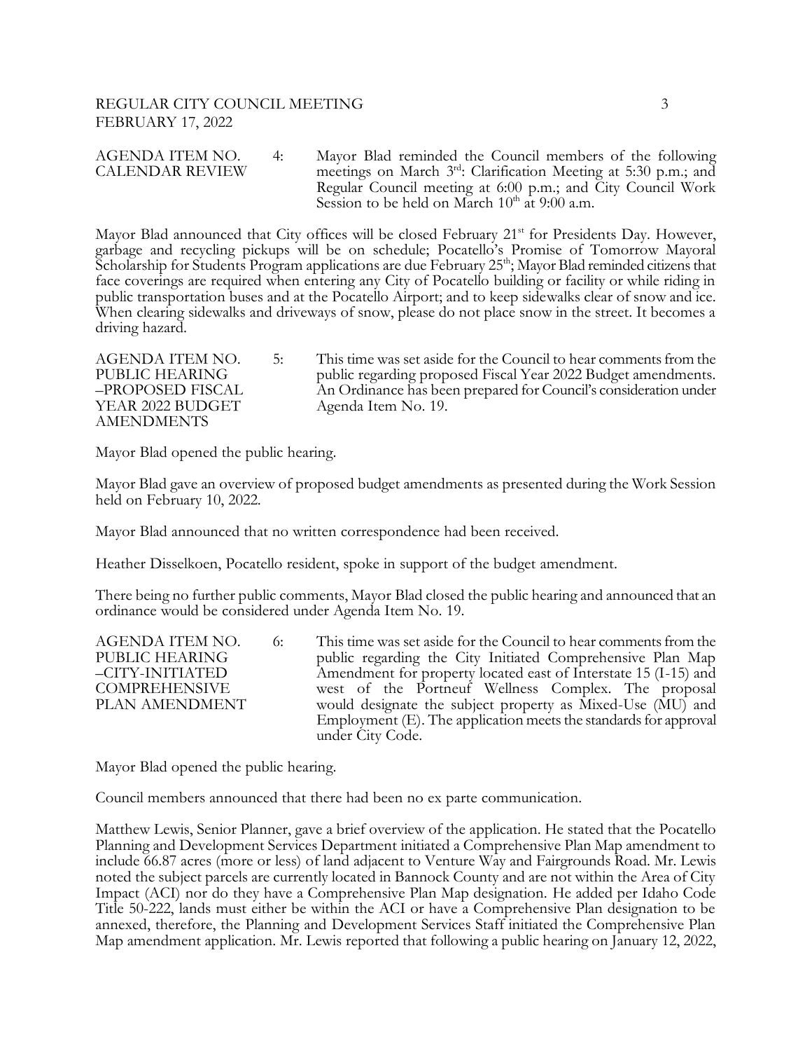AGENDA ITEM NO. 4: CALENDAR REVIEW

Mayor Blad reminded the Council members of the following meetings on March 3rd: Clarification Meeting at 5:30 p.m.; and Regular Council meeting at 6:00 p.m.; and City Council Work Session to be held on March 10th at 9:00 a.m.

Mayor Blad announced that City offices will be closed February 21st for Presidents Day. However, garbage and recycling pickups will be on schedule; Pocatello's Promise of Tomorrow Mayoral Scholarship for Students Program applications are due February 25th; Mayor Blad reminded citizens that face coverings are required when entering any City of Pocatello building or facility or while riding in public transportation buses and at the Pocatello Airport; and to keep sidewalks clear of snow and ice. When clearing sidewalks and driveways of snow, please do not place snow in the street. It becomes a driving hazard.

AGENDA ITEM NO. 5: PUBLIC HEARING –PROPOSED FISCAL YEAR 2022 BUDGET AMENDMENTS

This time was set aside for the Council to hear comments from the public regarding proposed Fiscal Year 2022 Budget amendments. An Ordinance has been prepared for Council's consideration under Agenda Item No. 19.

Mayor Blad opened the public hearing.

Mayor Blad gave an overview of proposed budget amendments as presented during the Work Session held on February 10, 2022.

Mayor Blad announced that no written correspondence had been received.

Heather Disselkoen, Pocatello resident, spoke in support of the budget amendment.

There being no further public comments, Mayor Blad closed the public hearing and announced that an ordinance would be considered under Agenda Item No. 19.

AGENDA ITEM NO. 6: PUBLIC HEARING –CITY-INITIATED COMPREHENSIVE PLAN AMENDMENT

This time was set aside for the Council to hear comments from the public regarding the City Initiated Comprehensive Plan Map Amendment for property located east of Interstate 15 (I-15) and west of the Portneuf Wellness Complex. The proposal would designate the subject property as Mixed-Use (MU) and Employment (E). The application meets the standards for approval under City Code.

Mayor Blad opened the public hearing.

Council members announced that there had been no ex parte communication.

Matthew Lewis, Senior Planner, gave a brief overview of the application. He stated that the Pocatello Planning and Development Services Department initiated a Comprehensive Plan Map amendment to include 66.87 acres (more or less) of land adjacent to Venture Way and Fairgrounds Road. Mr. Lewis noted the subject parcels are currently located in Bannock County and are not within the Area of City Impact (ACI) nor do they have a Comprehensive Plan Map designation. He added per Idaho Code Title 50-222, lands must either be within the ACI or have a Comprehensive Plan designation to be annexed, therefore, the Planning and Development Services Staff initiated the Comprehensive Plan Map amendment application. Mr. Lewis reported that following a public hearing on January 12, 2022,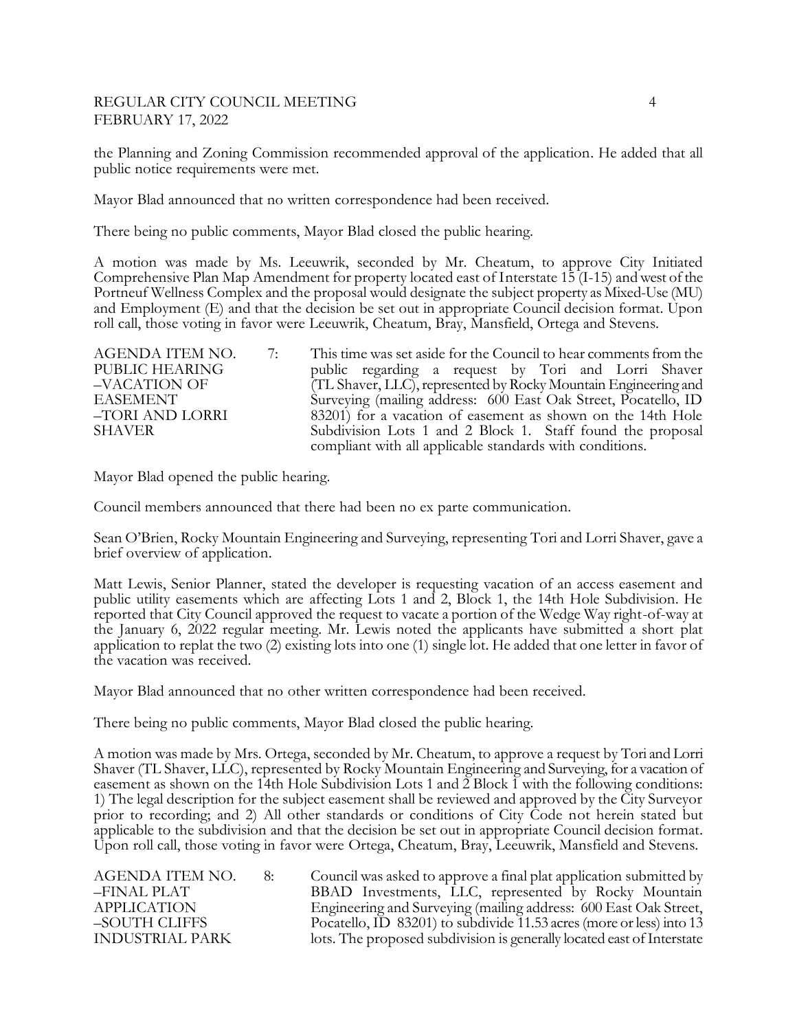the Planning and Zoning Commission recommended approval of the application. He added that all public notice requirements were met.

Mayor Blad announced that no written correspondence had been received.

There being no public comments, Mayor Blad closed the public hearing.

A motion was made by Ms. Leeuwrik, seconded by Mr. Cheatum, to approve City Initiated Comprehensive Plan Map Amendment for property located east of Interstate 15 (I-15) and west of the Portneuf Wellness Complex and the proposal would designate the subject property as Mixed-Use (MU) and Employment (E) and that the decision be set out in appropriate Council decision format. Upon roll call, those voting in favor were Leeuwrik, Cheatum, Bray, Mansfield, Ortega and Stevens.

AGENDA ITEM NO. 7: PUBLIC HEARING –VACATION OF EASEMENT –TORI AND LORRI SHAVER

This time was set aside for the Council to hear comments from the public regarding a request by Tori and Lorri Shaver (TL Shaver, LLC), represented by Rocky Mountain Engineering and Surveying (mailing address: 600 East Oak Street, Pocatello, ID 83201) for a vacation of easement as shown on the 14th Hole Subdivision Lots 1 and 2 Block 1. Staff found the proposal compliant with all applicable standards with conditions.

Mayor Blad opened the public hearing.

Council members announced that there had been no ex parte communication.

Sean O'Brien, Rocky Mountain Engineering and Surveying, representing Tori and Lorri Shaver, gave a brief overview of application.

Matt Lewis, Senior Planner, stated the developer is requesting vacation of an access easement and public utility easements which are affecting Lots 1 and 2, Block 1, the 14th Hole Subdivision. He reported that City Council approved the request to vacate a portion of the Wedge Way right-of-way at the January 6, 2022 regular meeting. Mr. Lewis noted the applicants have submitted a short plat application to replat the two (2) existing lots into one (1) single lot. He added that one letter in favor of the vacation was received.

Mayor Blad announced that no other written correspondence had been received.

There being no public comments, Mayor Blad closed the public hearing.

A motion was made by Mrs. Ortega, seconded by Mr. Cheatum, to approve a request by Tori and Lorri Shaver (TL Shaver, LLC), represented by Rocky Mountain Engineering and Surveying, for a vacation of easement as shown on the 14th Hole Subdivision Lots 1 and 2 Block 1 with the following conditions: 1) The legal description for the subject easement shall be reviewed and approved by the City Surveyor prior to recording; and 2) All other standards or conditions of City Code not herein stated but applicable to the subdivision and that the decision be set out in appropriate Council decision format. Upon roll call, those voting in favor were Ortega, Cheatum, Bray, Leeuwrik, Mansfield and Stevens.

AGENDA ITEM NO. 8: –FINAL PLAT APPLICATION –SOUTH CLIFFS INDUSTRIAL PARK

Council was asked to approve a final plat application submitted by BBAD Investments, LLC, represented by Rocky Mountain Engineering and Surveying (mailing address: 600 East Oak Street, Pocatello, ID 83201) to subdivide 11.53 acres (more or less) into 13 lots. The proposed subdivision is generally located east of Interstate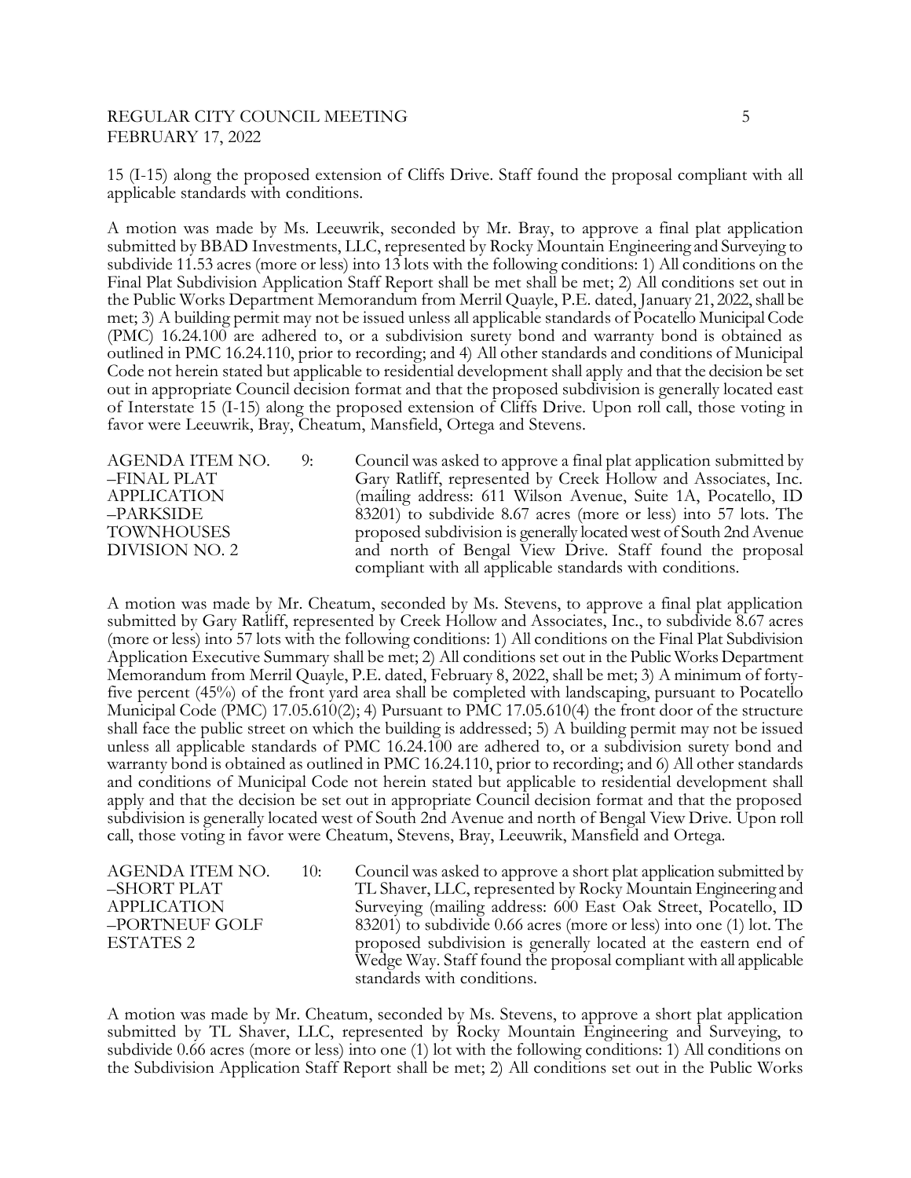15 (I-15) along the proposed extension of Cliffs Drive. Staff found the proposal compliant with all applicable standards with conditions.

A motion was made by Ms. Leeuwrik, seconded by Mr. Bray, to approve a final plat application submitted by BBAD Investments, LLC, represented by Rocky Mountain Engineering and Surveying to subdivide 11.53 acres (more or less) into 13 lots with the following conditions: 1) All conditions on the Final Plat Subdivision Application Staff Report shall be met shall be met; 2) All conditions set out in the Public Works Department Memorandum from Merril Quayle, P.E. dated, January 21, 2022, shall be met; 3) A building permit may not be issued unless all applicable standards of Pocatello Municipal Code (PMC) 16.24.100 are adhered to, or a subdivision surety bond and warranty bond is obtained as outlined in PMC 16.24.110, prior to recording; and 4) All other standards and conditions of Municipal Code not herein stated but applicable to residential development shall apply and that the decision be set out in appropriate Council decision format and that the proposed subdivision is generally located east of Interstate 15 (I-15) along the proposed extension of Cliffs Drive. Upon roll call, those voting in favor were Leeuwrik, Bray, Cheatum, Mansfield, Ortega and Stevens.

AGENDA ITEM NO. 9: –FINAL PLAT APPLICATION –PARKSIDE TOWNHOUSES DIVISION NO. 2

Council was asked to approve a final plat application submitted by Gary Ratliff, represented by Creek Hollow and Associates, Inc. (mailing address: 611 Wilson Avenue, Suite 1A, Pocatello, ID 83201) to subdivide 8.67 acres (more or less) into 57 lots. The proposed subdivision is generally located west of South 2nd Avenue and north of Bengal View Drive. Staff found the proposal compliant with all applicable standards with conditions.

A motion was made by Mr. Cheatum, seconded by Ms. Stevens, to approve a final plat application submitted by Gary Ratliff, represented by Creek Hollow and Associates, Inc., to subdivide 8.67 acres (more or less) into 57 lots with the following conditions: 1) All conditions on the Final Plat Subdivision Application Executive Summary shall be met; 2) All conditions set out in the Public Works Department Memorandum from Merril Quayle, P.E. dated, February 8, 2022, shall be met; 3) A minimum of forty-five percent (45%) of the front yard area shall be completed with landscaping, pursuant to Pocatello Municipal Code (PMC) 17.05.610(2); 4) Pursuant to PMC 17.05.610(4) the front door of the structure shall face the public street on which the building is addressed; 5) A building permit may not be issued unless all applicable standards of PMC 16.24.100 are adhered to, or a subdivision surety bond and warranty bond is obtained as outlined in PMC 16.24.110, prior to recording; and 6) All other standards and conditions of Municipal Code not herein stated but applicable to residential development shall apply and that the decision be set out in appropriate Council decision format and that the proposed subdivision is generally located west of South 2nd Avenue and north of Bengal View Drive. Upon roll call, those voting in favor were Cheatum, Stevens, Bray, Leeuwrik, Mansfield and Ortega.

AGENDA ITEM NO. 10: –SHORT PLAT APPLICATION –PORTNEUF GOLF ESTATES 2

Council was asked to approve a short plat application submitted by TL Shaver, LLC, represented by Rocky Mountain Engineering and Surveying (mailing address: 600 East Oak Street, Pocatello, ID 83201) to subdivide 0.66 acres (more or less) into one (1) lot. The proposed subdivision is generally located at the eastern end of Wedge Way. Staff found the proposal compliant with all applicable standards with conditions.

A motion was made by Mr. Cheatum, seconded by Ms. Stevens, to approve a short plat application submitted by TL Shaver, LLC, represented by Rocky Mountain Engineering and Surveying, to subdivide 0.66 acres (more or less) into one (1) lot with the following conditions: 1) All conditions on the Subdivision Application Staff Report shall be met; 2) All conditions set out in the Public Works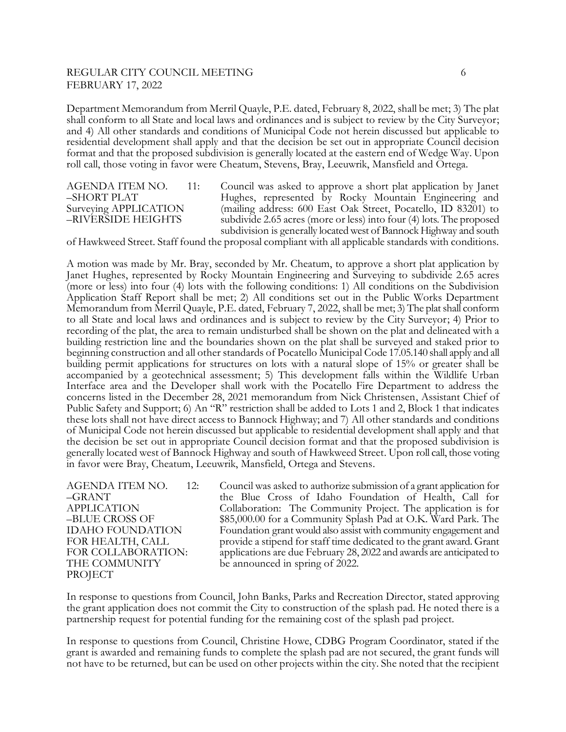Department Memorandum from Merril Quayle, P.E. dated, February 8, 2022, shall be met; 3) The plat shall conform to all State and local laws and ordinances and is subject to review by the City Surveyor; and 4) All other standards and conditions of Municipal Code not herein discussed but applicable to residential development shall apply and that the decision be set out in appropriate Council decision format and that the proposed subdivision is generally located at the eastern end of Wedge Way. Upon roll call, those voting in favor were Cheatum, Stevens, Bray, Leeuwrik, Mansfield and Ortega.

AGENDA ITEM NO. 11: –SHORT PLAT APPLICATION –RIVERSIDE HEIGHTS

Council was asked to approve a short plat application by Janet Hughes, represented by Rocky Mountain Engineering and Surveying (mailing address: 600 East Oak Street, Pocatello, ID 83201) to subdivide 2.65 acres (more or less) into four (4) lots. The proposed subdivision is generally located west of Bannock Highway and south of Hawkweed Street. Staff found the proposal compliant with all applicable standards with conditions.

A motion was made by Mr. Bray, seconded by Mr. Cheatum, to approve a short plat application by Janet Hughes, represented by Rocky Mountain Engineering and Surveying to subdivide 2.65 acres (more or less) into four (4) lots with the following conditions: 1) All conditions on the Subdivision Application Staff Report shall be met; 2) All conditions set out in the Public Works Department Memorandum from Merril Quayle, P.E. dated, February 7, 2022, shall be met; 3) The plat shall conform to all State and local laws and ordinances and is subject to review by the City Surveyor; 4) Prior to recording of the plat, the area to remain undisturbed shall be shown on the plat and delineated with a building restriction line and the boundaries shown on the plat shall be surveyed and staked prior to beginning construction and all other standards of Pocatello Municipal Code 17.05.140 shall apply and all building permit applications for structures on lots with a natural slope of 15% or greater shall be accompanied by a geotechnical assessment; 5) This development falls within the Wildlife Urban Interface area and the Developer shall work with the Pocatello Fire Department to address the concerns listed in the December 28, 2021 memorandum from Nick Christensen, Assistant Chief of Public Safety and Support; 6) An "R" restriction shall be added to Lots 1 and 2, Block 1 that indicates these lots shall not have direct access to Bannock Highway; and 7) All other standards and conditions of Municipal Code not herein discussed but applicable to residential development shall apply and that the decision be set out in appropriate Council decision format and that the proposed subdivision is generally located west of Bannock Highway and south of Hawkweed Street. Upon roll call, those voting in favor were Bray, Cheatum, Leeuwrik, Mansfield, Ortega and Stevens.

AGENDA ITEM NO. 12: –GRANT APPLICATION –BLUE CROSS OF IDAHO FOUNDATION FOR HEALTH, CALL FOR COLLABORATION: THE COMMUNITY PROJECT

Council was asked to authorize submission of a grant application for the Blue Cross of Idaho Foundation of Health, Call for Collaboration: The Community Project. The application is for $85,000.00 for a Community Splash Pad at O.K. Ward Park. The Foundation grant would also assist with community engagement and provide a stipend for staff time dedicated to the grant award. Grant applications are due February 28, 2022 and awards are anticipated to be announced in spring of 2022.

In response to questions from Council, John Banks, Parks and Recreation Director, stated approving the grant application does not commit the City to construction of the splash pad. He noted there is a partnership request for potential funding for the remaining cost of the splash pad project.

In response to questions from Council, Christine Howe, CDBG Program Coordinator, stated if the grant is awarded and remaining funds to complete the splash pad are not secured, the grant funds will not have to be returned, but can be used on other projects within the city. She noted that the recipient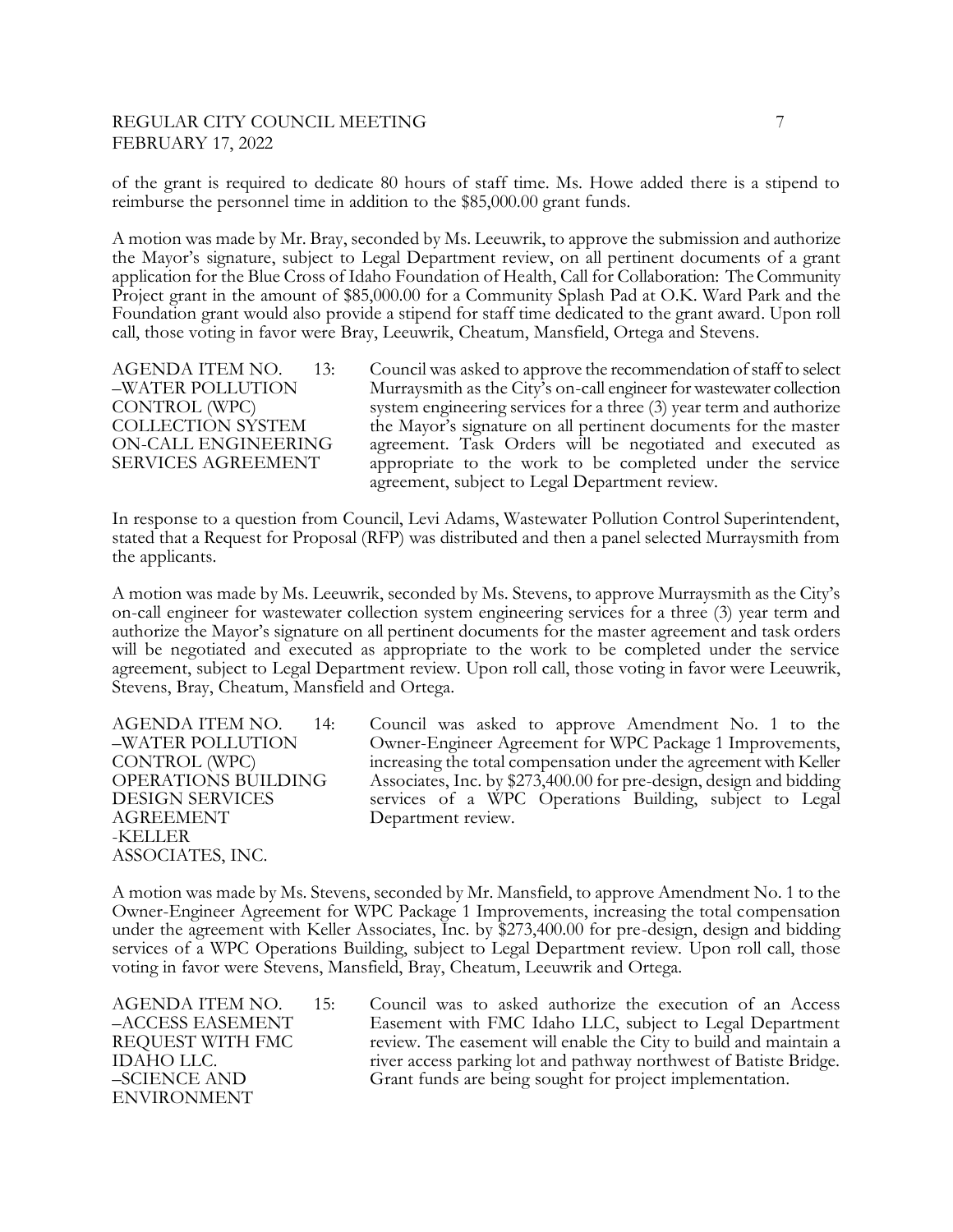of the grant is required to dedicate 80 hours of staff time. Ms. Howe added there is a stipend to reimburse the personnel time in addition to the $85,000.00 grant funds.

A motion was made by Mr. Bray, seconded by Ms. Leeuwrik, to approve the submission and authorize the Mayor's signature, subject to Legal Department review, on all pertinent documents of a grant application for the Blue Cross of Idaho Foundation of Health, Call for Collaboration: The Community Project grant in the amount of $85,000.00 for a Community Splash Pad at O.K. Ward Park and the Foundation grant would also provide a stipend for staff time dedicated to the grant award. Upon roll call, those voting in favor were Bray, Leeuwrik, Cheatum, Mansfield, Ortega and Stevens.

AGENDA ITEM NO. 13: –WATER POLLUTION CONTROL (WPC) COLLECTION SYSTEM ON-CALL ENGINEERING SERVICES AGREEMENT

Council was asked to approve the recommendation of staff to select Murraysmith as the City's on-call engineer for wastewater collection system engineering services for a three (3) year term and authorize the Mayor's signature on all pertinent documents for the master agreement. Task Orders will be negotiated and executed as appropriate to the work to be completed under the service agreement, subject to Legal Department review.

In response to a question from Council, Levi Adams, Wastewater Pollution Control Superintendent, stated that a Request for Proposal (RFP) was distributed and then a panel selected Murraysmith from the applicants.

A motion was made by Ms. Leeuwrik, seconded by Ms. Stevens, to approve Murraysmith as the City's on-call engineer for wastewater collection system engineering services for a three (3) year term and authorize the Mayor's signature on all pertinent documents for the master agreement and task orders will be negotiated and executed as appropriate to the work to be completed under the service agreement, subject to Legal Department review. Upon roll call, those voting in favor were Leeuwrik, Stevens, Bray, Cheatum, Mansfield and Ortega.

AGENDA ITEM NO. 14: –WATER POLLUTION CONTROL (WPC) OPERATIONS BUILDING DESIGN SERVICES AGREEMENT -KELLER ASSOCIATES, INC.

Council was asked to approve Amendment No. 1 to the Owner-Engineer Agreement for WPC Package 1 Improvements, increasing the total compensation under the agreement with Keller Associates, Inc. by $273,400.00 for pre-design, design and bidding services of a WPC Operations Building, subject to Legal Department review.

A motion was made by Ms. Stevens, seconded by Mr. Mansfield, to approve Amendment No. 1 to the Owner-Engineer Agreement for WPC Package 1 Improvements, increasing the total compensation under the agreement with Keller Associates, Inc. by $273,400.00 for pre-design, design and bidding services of a WPC Operations Building, subject to Legal Department review. Upon roll call, those voting in favor were Stevens, Mansfield, Bray, Cheatum, Leeuwrik and Ortega.

AGENDA ITEM NO. 15: –ACCESS EASEMENT REQUEST WITH FMC IDAHO LLC. –SCIENCE AND ENVIRONMENT

Council was to asked authorize the execution of an Access Easement with FMC Idaho LLC, subject to Legal Department review. The easement will enable the City to build and maintain a river access parking lot and pathway northwest of Batiste Bridge. Grant funds are being sought for project implementation.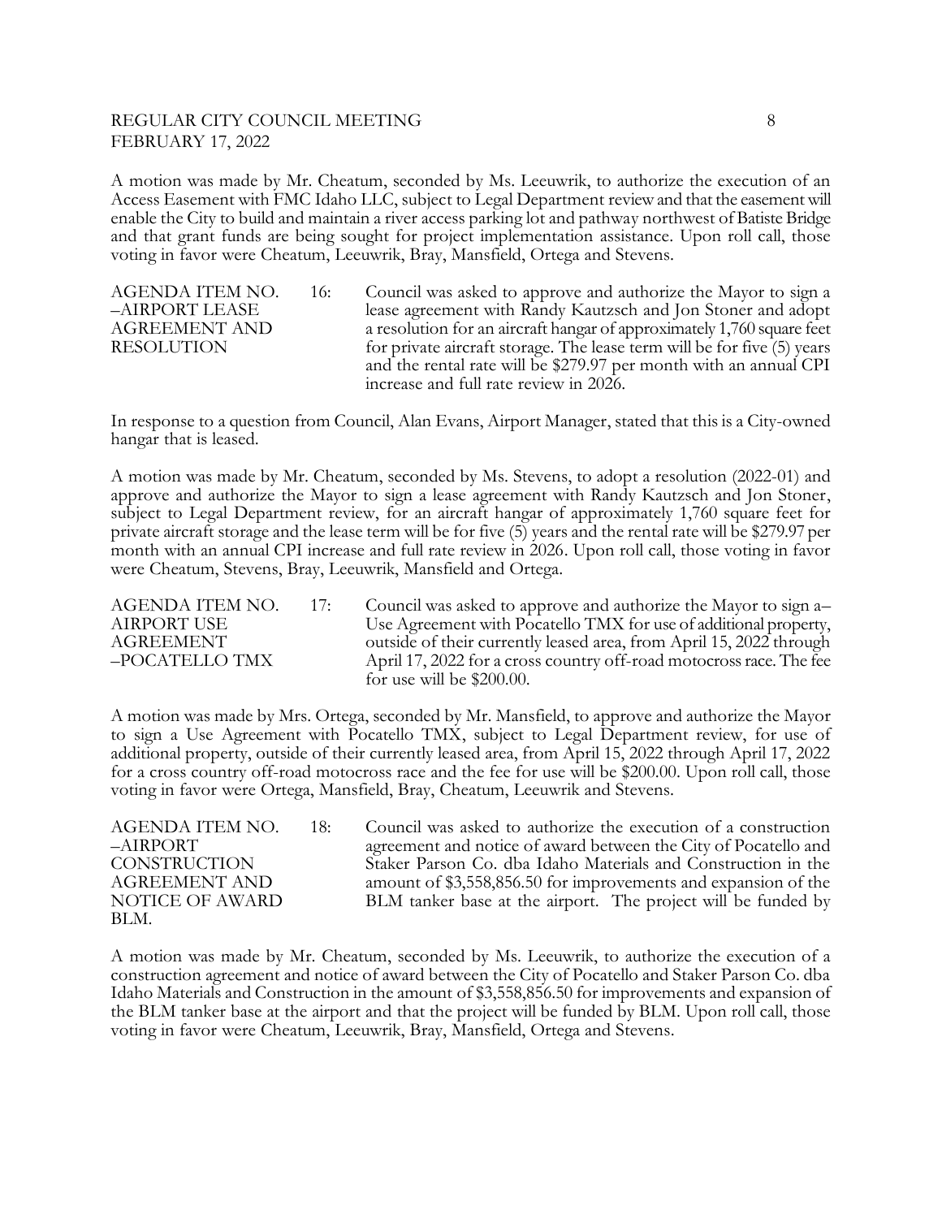A motion was made by Mr. Cheatum, seconded by Ms. Leeuwrik, to authorize the execution of an Access Easement with FMC Idaho LLC, subject to Legal Department review and that the easement will enable the City to build and maintain a river access parking lot and pathway northwest of Batiste Bridge and that grant funds are being sought for project implementation assistance. Upon roll call, those voting in favor were Cheatum, Leeuwrik, Bray, Mansfield, Ortega and Stevens.

**AGENDA ITEM NO. 16: –AIRPORT LEASE AGREEMENT AND RESOLUTION**

Council was asked to approve and authorize the Mayor to sign a lease agreement with Randy Kautzsch and Jon Stoner and adopt a resolution for an aircraft hangar of approximately 1,760 square feet for private aircraft storage. The lease term will be for five (5) years and the rental rate will be $279.97 per month with an annual CPI increase and full rate review in 2026.

In response to a question from Council, Alan Evans, Airport Manager, stated that this is a City-owned hangar that is leased.

A motion was made by Mr. Cheatum, seconded by Ms. Stevens, to adopt a resolution (2022-01) and approve and authorize the Mayor to sign a lease agreement with Randy Kautzsch and Jon Stoner, subject to Legal Department review, for an aircraft hangar of approximately 1,760 square feet for private aircraft storage and the lease term will be for five (5) years and the rental rate will be $279.97 per month with an annual CPI increase and full rate review in 2026. Upon roll call, those voting in favor were Cheatum, Stevens, Bray, Leeuwrik, Mansfield and Ortega.

**AGENDA ITEM NO. 17: AIRPORT USE AGREEMENT –POCATELLO TMX**

Council was asked to approve and authorize the Mayor to sign a– Use Agreement with Pocatello TMX for use of additional property, outside of their currently leased area, from April 15, 2022 through April 17, 2022 for a cross country off-road motocross race. The fee for use will be $200.00.

A motion was made by Mrs. Ortega, seconded by Mr. Mansfield, to approve and authorize the Mayor to sign a Use Agreement with Pocatello TMX, subject to Legal Department review, for use of additional property, outside of their currently leased area, from April 15, 2022 through April 17, 2022 for a cross country off-road motocross race and the fee for use will be $200.00. Upon roll call, those voting in favor were Ortega, Mansfield, Bray, Cheatum, Leeuwrik and Stevens.

**AGENDA ITEM NO. 18: –AIRPORT CONSTRUCTION AGREEMENT AND NOTICE OF AWARD BLM.**

Council was asked to authorize the execution of a construction agreement and notice of award between the City of Pocatello and Staker Parson Co. dba Idaho Materials and Construction in the amount of $3,558,856.50 for improvements and expansion of the BLM tanker base at the airport. The project will be funded by

A motion was made by Mr. Cheatum, seconded by Ms. Leeuwrik, to authorize the execution of a construction agreement and notice of award between the City of Pocatello and Staker Parson Co. dba Idaho Materials and Construction in the amount of $3,558,856.50 for improvements and expansion of the BLM tanker base at the airport and that the project will be funded by BLM. Upon roll call, those voting in favor were Cheatum, Leeuwrik, Bray, Mansfield, Ortega and Stevens.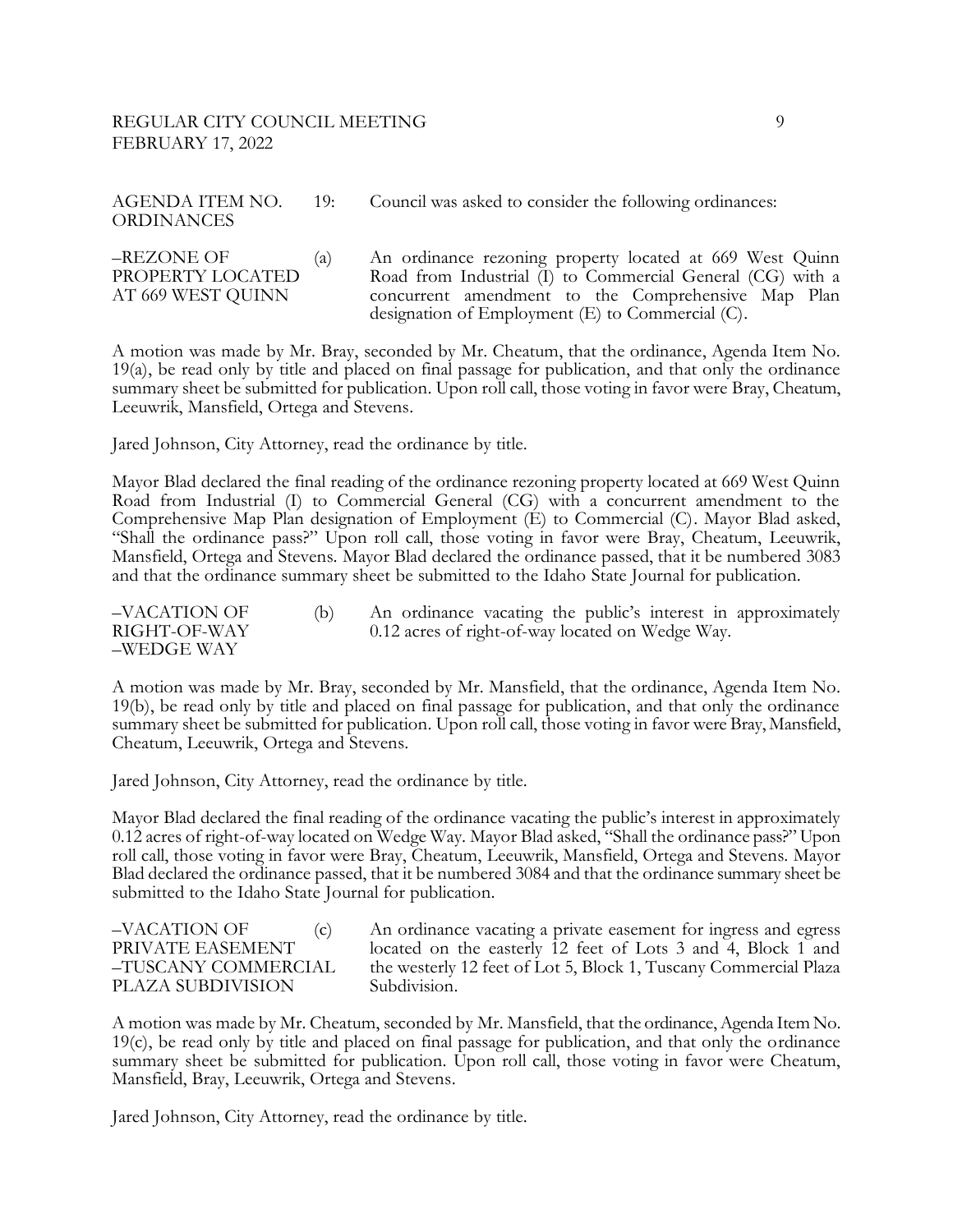AGENDA ITEM NO. 19: ORDINANCES

Council was asked to consider the following ordinances:

–REZONE OF PROPERTY LOCATED AT 669 WEST QUINN

(a) An ordinance rezoning property located at 669 West Quinn Road from Industrial (I) to Commercial General (CG) with a concurrent amendment to the Comprehensive Map Plan designation of Employment (E) to Commercial (C).

A motion was made by Mr. Bray, seconded by Mr. Cheatum, that the ordinance, Agenda Item No. 19(a), be read only by title and placed on final passage for publication, and that only the ordinance summary sheet be submitted for publication. Upon roll call, those voting in favor were Bray, Cheatum, Leeuwrik, Mansfield, Ortega and Stevens.

Jared Johnson, City Attorney, read the ordinance by title.

Mayor Blad declared the final reading of the ordinance rezoning property located at 669 West Quinn Road from Industrial (I) to Commercial General (CG) with a concurrent amendment to the Comprehensive Map Plan designation of Employment (E) to Commercial (C). Mayor Blad asked, "Shall the ordinance pass?" Upon roll call, those voting in favor were Bray, Cheatum, Leeuwrik, Mansfield, Ortega and Stevens. Mayor Blad declared the ordinance passed, that it be numbered 3083 and that the ordinance summary sheet be submitted to the Idaho State Journal for publication.

–VACATION OF RIGHT-OF-WAY –WEDGE WAY

(b) An ordinance vacating the public's interest in approximately 0.12 acres of right-of-way located on Wedge Way.

A motion was made by Mr. Bray, seconded by Mr. Mansfield, that the ordinance, Agenda Item No. 19(b), be read only by title and placed on final passage for publication, and that only the ordinance summary sheet be submitted for publication. Upon roll call, those voting in favor were Bray, Mansfield, Cheatum, Leeuwrik, Ortega and Stevens.

Jared Johnson, City Attorney, read the ordinance by title.

Mayor Blad declared the final reading of the ordinance vacating the public's interest in approximately 0.12 acres of right-of-way located on Wedge Way. Mayor Blad asked, "Shall the ordinance pass?" Upon roll call, those voting in favor were Bray, Cheatum, Leeuwrik, Mansfield, Ortega and Stevens. Mayor Blad declared the ordinance passed, that it be numbered 3084 and that the ordinance summary sheet be submitted to the Idaho State Journal for publication.

–VACATION OF PRIVATE EASEMENT –TUSCANY COMMERCIAL PLAZA SUBDIVISION

(c) An ordinance vacating a private easement for ingress and egress located on the easterly 12 feet of Lots 3 and 4, Block 1 and the westerly 12 feet of Lot 5, Block 1, Tuscany Commercial Plaza Subdivision.

A motion was made by Mr. Cheatum, seconded by Mr. Mansfield, that the ordinance, Agenda Item No. 19(c), be read only by title and placed on final passage for publication, and that only the ordinance summary sheet be submitted for publication. Upon roll call, those voting in favor were Cheatum, Mansfield, Bray, Leeuwrik, Ortega and Stevens.

Jared Johnson, City Attorney, read the ordinance by title.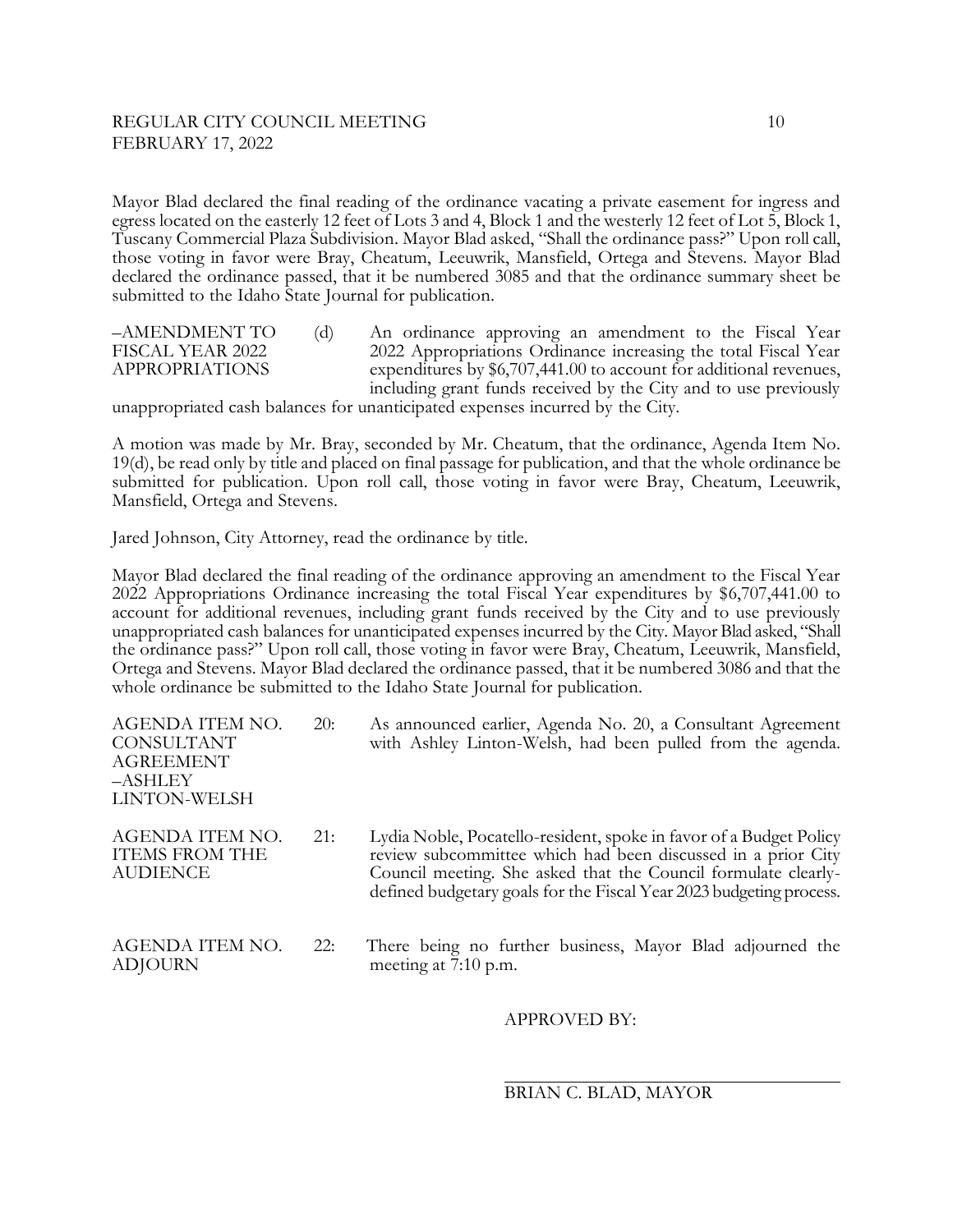Mayor Blad declared the final reading of the ordinance vacating a private easement for ingress and egress located on the easterly 12 feet of Lots 3 and 4, Block 1 and the westerly 12 feet of Lot 5, Block 1, Tuscany Commercial Plaza Subdivision. Mayor Blad asked, "Shall the ordinance pass?" Upon roll call, those voting in favor were Bray, Cheatum, Leeuwrik, Mansfield, Ortega and Stevens. Mayor Blad declared the ordinance passed, that it be numbered 3085 and that the ordinance summary sheet be submitted to the Idaho State Journal for publication.

–AMENDMENT TO FISCAL YEAR 2022 APPROPRIATIONS

(d) An ordinance approving an amendment to the Fiscal Year 2022 Appropriations Ordinance increasing the total Fiscal Year expenditures by $6,707,441.00 to account for additional revenues, including grant funds received by the City and to use previously unappropriated cash balances for unanticipated expenses incurred by the City.

A motion was made by Mr. Bray, seconded by Mr. Cheatum, that the ordinance, Agenda Item No. 19(d), be read only by title and placed on final passage for publication, and that the whole ordinance be submitted for publication. Upon roll call, those voting in favor were Bray, Cheatum, Leeuwrik, Mansfield, Ortega and Stevens.

Jared Johnson, City Attorney, read the ordinance by title.

Mayor Blad declared the final reading of the ordinance approving an amendment to the Fiscal Year 2022 Appropriations Ordinance increasing the total Fiscal Year expenditures by $6,707,441.00 to account for additional revenues, including grant funds received by the City and to use previously unappropriated cash balances for unanticipated expenses incurred by the City. Mayor Blad asked, "Shall the ordinance pass?" Upon roll call, those voting in favor were Bray, Cheatum, Leeuwrik, Mansfield, Ortega and Stevens. Mayor Blad declared the ordinance passed, that it be numbered 3086 and that the whole ordinance be submitted to the Idaho State Journal for publication.

AGENDA ITEM NO. 20: CONSULTANT AGREEMENT –ASHLEY LINTON-WELSH

As announced earlier, Agenda No. 20, a Consultant Agreement with Ashley Linton-Welsh, had been pulled from the agenda.

AGENDA ITEM NO. 21: ITEMS FROM THE AUDIENCE

Lydia Noble, Pocatello-resident, spoke in favor of a Budget Policy review subcommittee which had been discussed in a prior City Council meeting. She asked that the Council formulate clearly-defined budgetary goals for the Fiscal Year 2023 budgeting process.

AGENDA ITEM NO. 22: ADJOURN

There being no further business, Mayor Blad adjourned the meeting at 7:10 p.m.

APPROVED BY:

\_\_\_\_\_\_\_\_\_\_\_\_\_\_\_\_\_\_\_\_\_\_\_\_\_\_\_\_\_\_\_\_\_\_\_\_

BRIAN C. BLAD, MAYOR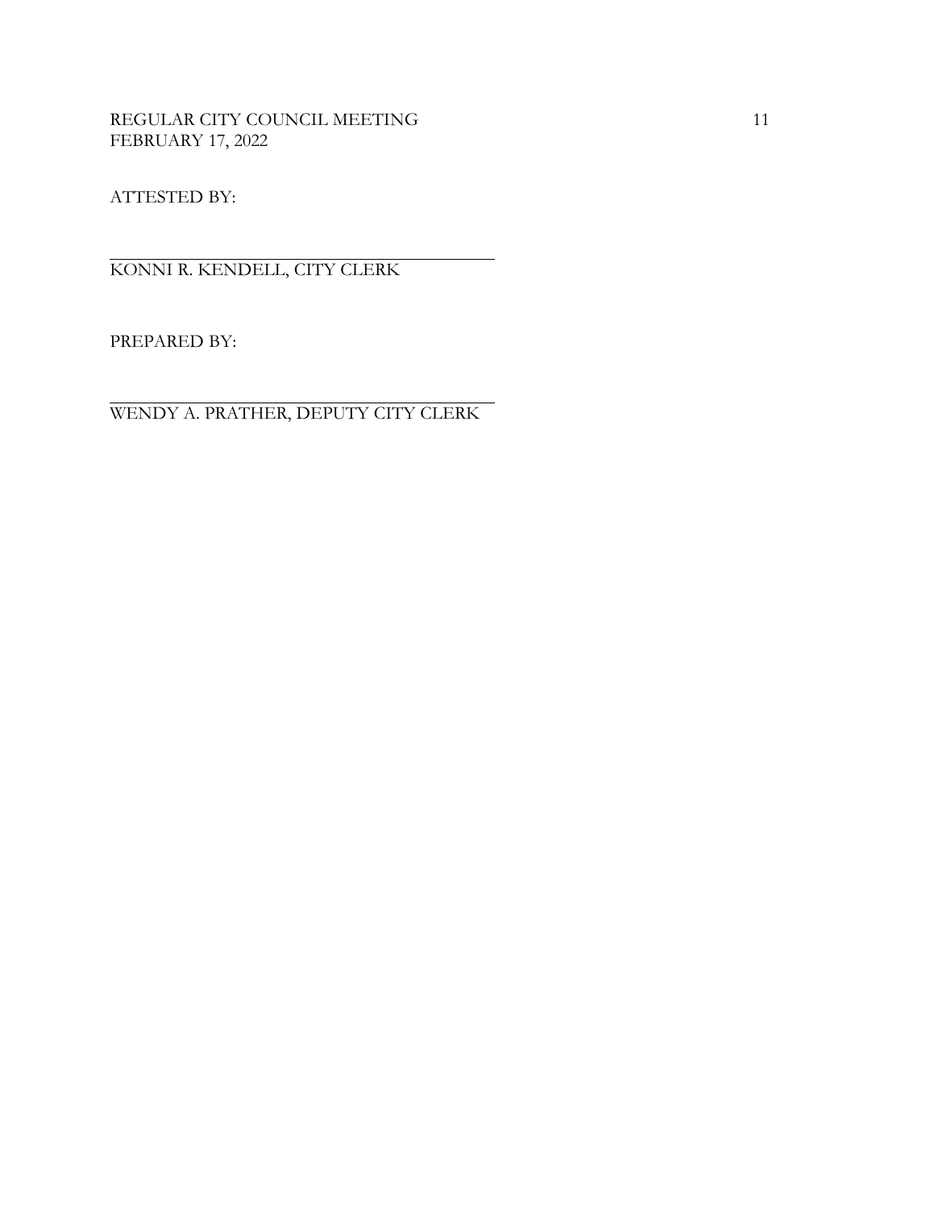ATTESTED BY:

\_\_\_\_\_\_\_\_\_\_\_\_\_\_\_\_\_\_\_\_\_\_\_\_\_\_\_\_\_\_\_\_\_\_\_\_\_\_\_\_

KONNI R. KENDELL, CITY CLERK

PREPARED BY:

\_\_\_\_\_\_\_\_\_\_\_\_\_\_\_\_\_\_\_\_\_\_\_\_\_\_\_\_\_\_\_\_\_\_\_\_\_\_\_\_

WENDY A. PRATHER, DEPUTY CITY CLERK